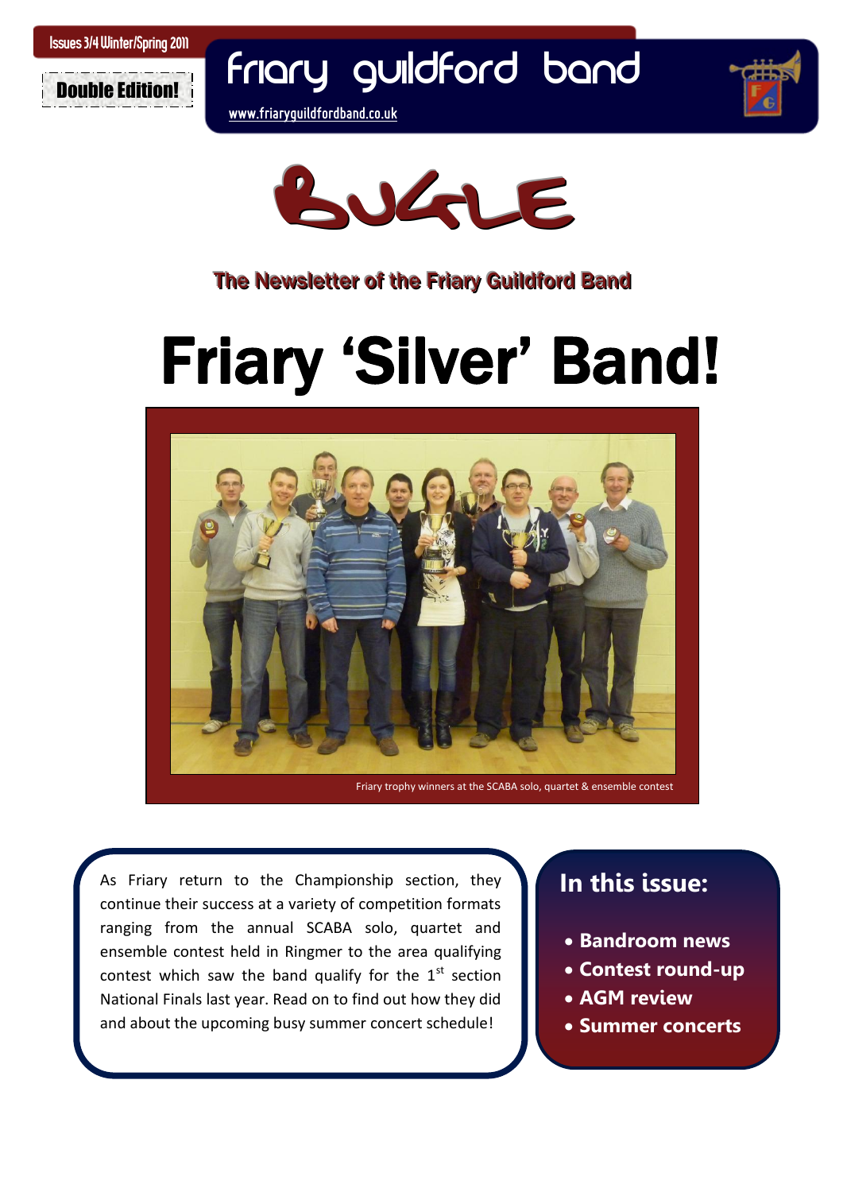Issues 3/4 Winter/Spring 2011

Double Edition!

# friary guildford band

www.friaryguildfordband.co.uk

# BUGLE

The Newsletter of the Friary Guildford Band

# Friary 'Silver' Band!

Friary trophy winners at the SCABA solo, quartet & ensemble contest

As Friary return to the Championship section, they continue their success at a variety of competition formats ranging from the annual SCABA solo, quartet and ensemble contest held in Ringmer to the area qualifying contest which saw the band qualify for the 1st section National Finals last year. Read on to find out how they did and about the upcoming busy summer concert schedule!

## In this issue:

- **Bandroom news**
- **Contest round-up**
- **AGM review**
- **Summer concerts**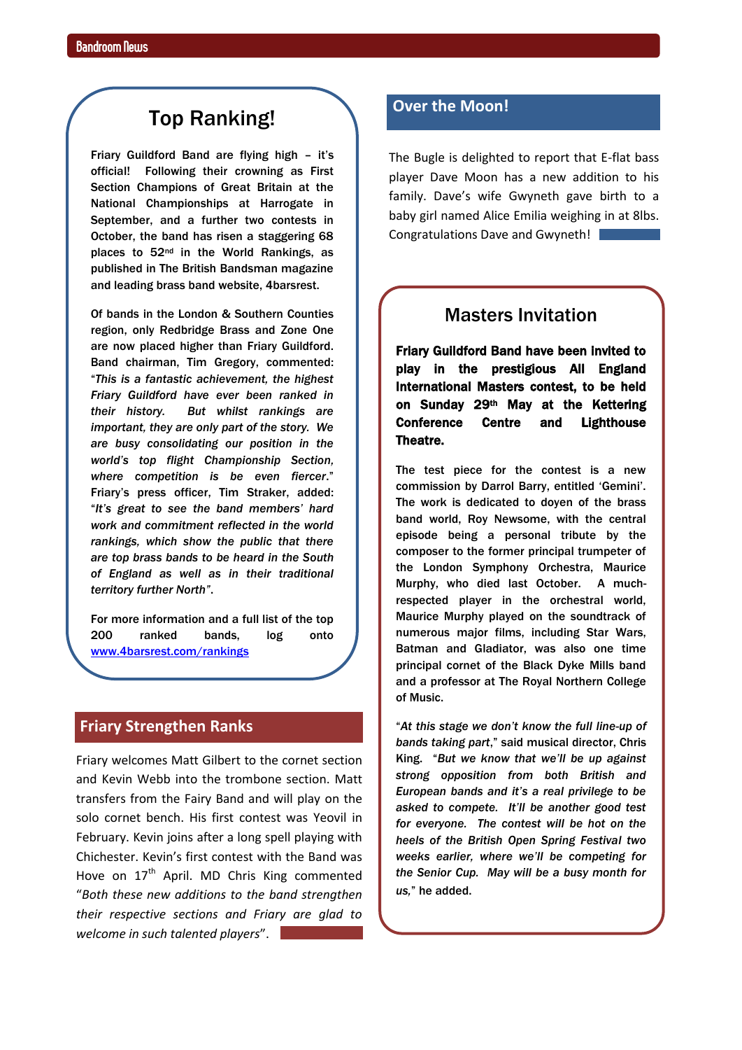## Top Ranking!

Friary Guildford Band are flying high – it's official! Following their crowning as First Section Champions of Great Britain at the National Championships at Harrogate in September, and a further two contests in October, the band has risen a staggering 68 places to 52nd in the World Rankings, as published in The British Bandsman magazine and leading brass band website, 4barsrest.

Of bands in the London & Southern Counties region, only Redbridge Brass and Zone One are now placed higher than Friary Guildford. Band chairman, Tim Gregory, commented: "*This is a fantastic achievement, the highest Friary Guildford have ever been ranked in their history. But whilst rankings are important, they are only part of the story. We are busy consolidating our position in the world's top flight Championship Section, where competition is be even fiercer*." Friary's press officer, Tim Straker, added: "*It's great to see the band members' hard work and commitment reflected in the world rankings, which show the public that there are top brass bands to be heard in the South of England as well as in their traditional territory further North"*.

For more information and a full list of the top 200 ranked bands, log onto www.4barsrest.com/rankings

## Friary Strengthen Ranks

Friary welcomes Matt Gilbert to the cornet section and Kevin Webb into the trombone section. Matt transfers from the Fairy Band and will play on the solo cornet bench. His first contest was Yeovil in February. Kevin joins after a long spell playing with Chichester. Kevin's first contest with the Band was Hove on 17th April. MD Chris King commented "*Both these new additions to the band strengthen their respective sections and Friary are glad to welcome in such talented players*".

## Over the Moon!

The Bugle is delighted to report that E-flat bass player Dave Moon has a new addition to his family. Dave's wife Gwyneth gave birth to a baby girl named Alice Emilia weighing in at 8lbs. Congratulations Dave and Gwyneth!

## Masters Invitation

**Friary Guildford Band have been invited to play in the prestigious All England International Masters contest, to be held on Sunday 29th May at the Kettering Conference Centre and Lighthouse Theatre.**

The test piece for the contest is a new commission by Darrol Barry, entitled 'Gemini'. The work is dedicated to doyen of the brass band world, Roy Newsome, with the central episode being a personal tribute by the composer to the former principal trumpeter of the London Symphony Orchestra, Maurice Murphy, who died last October. A much-respected player in the orchestral world, Maurice Murphy played on the soundtrack of numerous major films, including Star Wars, Batman and Gladiator, was also one time principal cornet of the Black Dyke Mills band and a professor at The Royal Northern College of Music.

"*At this stage we don't know the full line-up of bands taking part*," said musical director, Chris King. "*But we know that we'll be up against strong opposition from both British and European bands and it's a real privilege to be asked to compete. It'll be another good test for everyone. The contest will be hot on the heels of the British Open Spring Festival two weeks earlier, where we'll be competing for the Senior Cup. May will be a busy month for us,*" he added.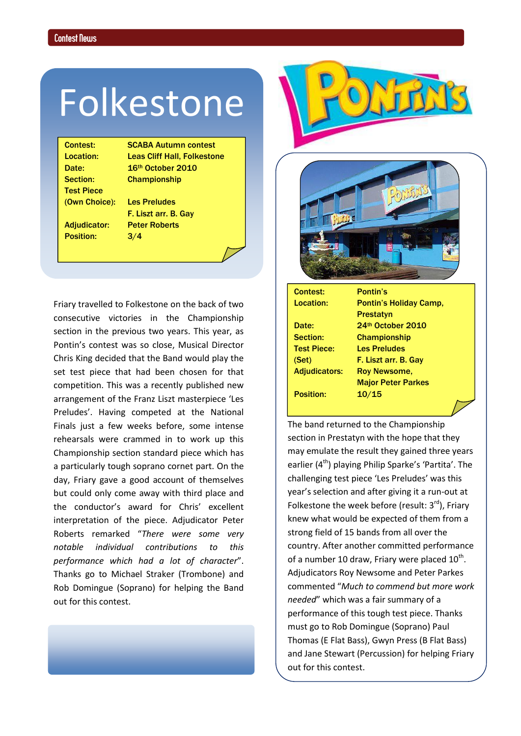# Folkestone

| | |
|---|---|
| **Contest:** | **SCABA Autumn contest** |
| **Location:** | **Leas Cliff Hall, Folkestone** |
| **Date:** | **16th October 2010** |
| **Section:** | **Championship** |
| **Test Piece (Own Choice):** | **Les Preludes F. Liszt arr. B. Gay** |
| **Adjudicator:** | **Peter Roberts** |
| **Position:** | **3/4** |

Friary travelled to Folkestone on the back of two consecutive victories in the Championship section in the previous two years. This year, as Pontin's contest was so close, Musical Director Chris King decided that the Band would play the set test piece that had been chosen for that competition. This was a recently published new arrangement of the Franz Liszt masterpiece 'Les Preludes'. Having competed at the National Finals just a few weeks before, some intense rehearsals were crammed in to work up this Championship section standard piece which has a particularly tough soprano cornet part. On the day, Friary gave a good account of themselves but could only come away with third place and the conductor's award for Chris' excellent interpretation of the piece. Adjudicator Peter Roberts remarked "*There were some very notable individual contributions to this performance which had a lot of character*". Thanks go to Michael Straker (Trombone) and Rob Domingue (Soprano) for helping the Band out for this contest.

# Pontin's

| | |
|---|---|
| **Contest:** | **Pontin's** |
| **Location:** | **Pontin's Holiday Camp, Prestatyn** |
| **Date:** | **24th October 2010** |
| **Section:** | **Championship** |
| **Test Piece: (Set)** | **Les Preludes F. Liszt arr. B. Gay** |
| **Adjudicators:** | **Roy Newsome, Major Peter Parkes** |
| **Position:** | **10/15** |

The band returned to the Championship section in Prestatyn with the hope that they may emulate the result they gained three years earlier (4th) playing Philip Sparke's 'Partita'. The challenging test piece 'Les Preludes' was this year's selection and after giving it a run-out at Folkestone the week before (result: 3rd), Friary knew what would be expected of them from a strong field of 15 bands from all over the country. After another committed performance of a number 10 draw, Friary were placed 10th. Adjudicators Roy Newsome and Peter Parkes commented "*Much to commend but more work needed*" which was a fair summary of a performance of this tough test piece. Thanks must go to Rob Domingue (Soprano) Paul Thomas (E Flat Bass), Gwyn Press (B Flat Bass) and Jane Stewart (Percussion) for helping Friary out for this contest.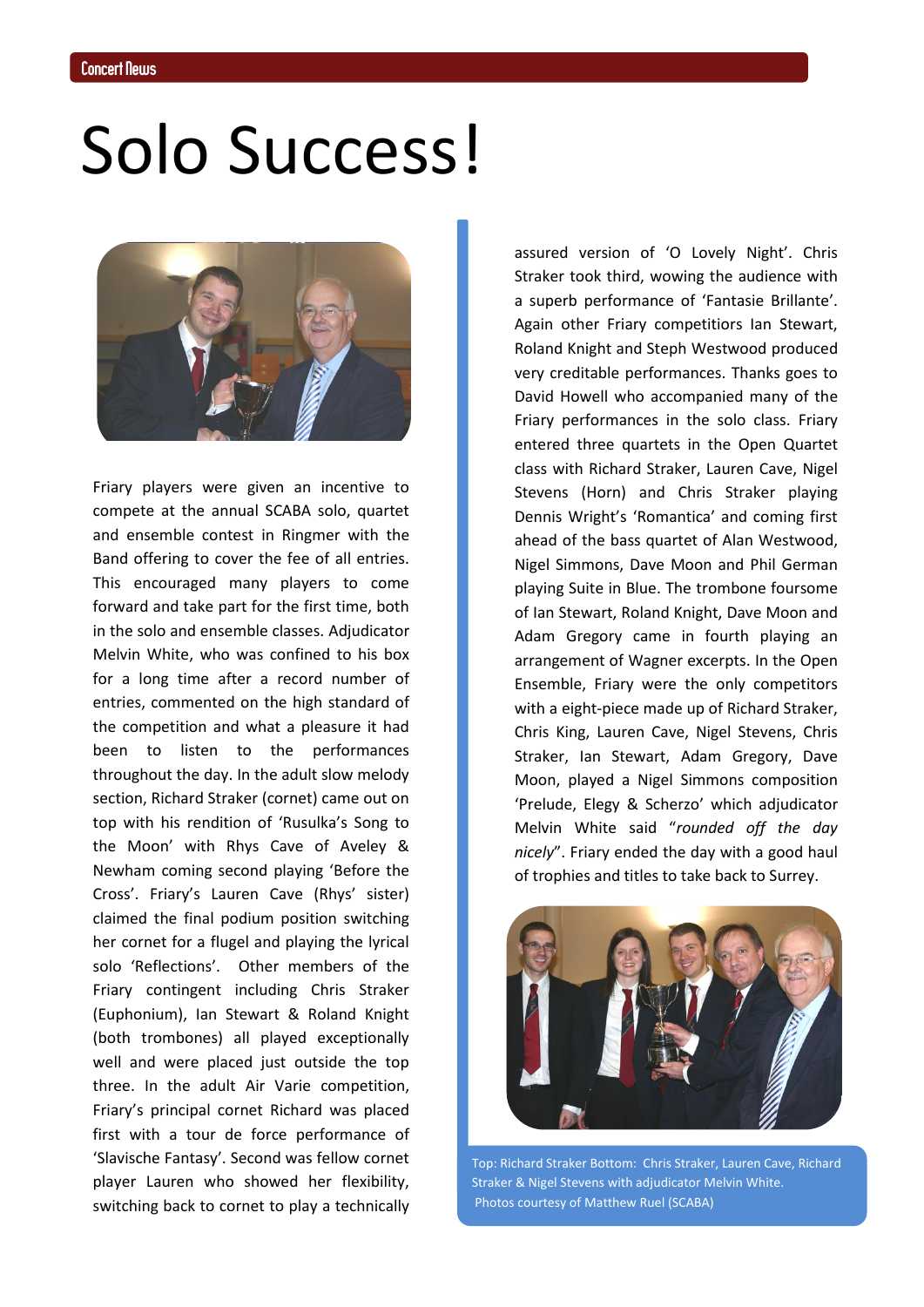# Solo Success!

Friary players were given an incentive to compete at the annual SCABA solo, quartet and ensemble contest in Ringmer with the Band offering to cover the fee of all entries. This encouraged many players to come forward and take part for the first time, both in the solo and ensemble classes. Adjudicator Melvin White, who was confined to his box for a long time after a record number of entries, commented on the high standard of the competition and what a pleasure it had been to listen to the performances throughout the day. In the adult slow melody section, Richard Straker (cornet) came out on top with his rendition of 'Rusulka's Song to the Moon' with Rhys Cave of Aveley & Newham coming second playing 'Before the Cross'. Friary's Lauren Cave (Rhys' sister) claimed the final podium position switching her cornet for a flugel and playing the lyrical solo 'Reflections'. Other members of the Friary contingent including Chris Straker (Euphonium), Ian Stewart & Roland Knight (both trombones) all played exceptionally well and were placed just outside the top three. In the adult Air Varie competition, Friary's principal cornet Richard was placed first with a tour de force performance of 'Slavische Fantasy'. Second was fellow cornet player Lauren who showed her flexibility, switching back to cornet to play a technically assured version of 'O Lovely Night'. Chris Straker took third, wowing the audience with a superb performance of 'Fantasie Brillante'. Again other Friary competitors Ian Stewart, Roland Knight and Steph Westwood produced very creditable performances. Thanks goes to David Howell who accompanied many of the Friary performances in the solo class. Friary entered three quartets in the Open Quartet class with Richard Straker, Lauren Cave, Nigel Stevens (Horn) and Chris Straker playing Dennis Wright's 'Romantica' and coming first ahead of the bass quartet of Alan Westwood, Nigel Simmons, Dave Moon and Phil German playing Suite in Blue. The trombone foursome of Ian Stewart, Roland Knight, Dave Moon and Adam Gregory came in fourth playing an arrangement of Wagner excerpts. In the Open Ensemble, Friary were the only competitors with a eight-piece made up of Richard Straker, Chris King, Lauren Cave, Nigel Stevens, Chris Straker, Ian Stewart, Adam Gregory, Dave Moon, played a Nigel Simmons composition 'Prelude, Elegy & Scherzo' which adjudicator Melvin White said "*rounded off the day nicely*". Friary ended the day with a good haul of trophies and titles to take back to Surrey.

Top: Richard Straker Bottom: Chris Straker, Lauren Cave, Richard Straker & Nigel Stevens with adjudicator Melvin White.
Photos courtesy of Matthew Ruel (SCABA)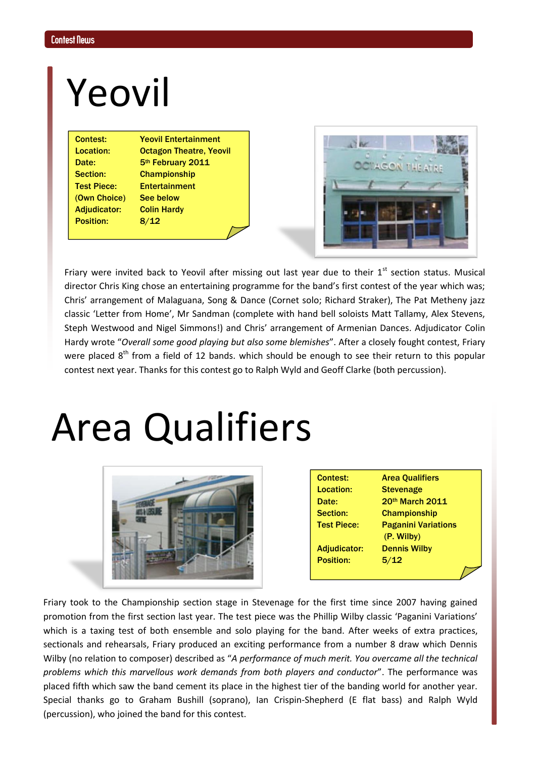# Yeovil

| | |
|---|---|
| **Contest:** | **Yeovil Entertainment** |
| **Location:** | **Octagon Theatre, Yeovil** |
| **Date:** | **5th February 2011** |
| **Section:** | **Championship** |
| **Test Piece:** | **Entertainment** |
| **(Own Choice)** | **See below** |
| **Adjudicator:** | **Colin Hardy** |
| **Position:** | **8/12** |

Friary were invited back to Yeovil after missing out last year due to their 1st section status. Musical director Chris King chose an entertaining programme for the band's first contest of the year which was; Chris' arrangement of Malaguana, Song & Dance (Cornet solo; Richard Straker), The Pat Metheny jazz classic 'Letter from Home', Mr Sandman (complete with hand bell soloists Matt Tallamy, Alex Stevens, Steph Westwood and Nigel Simmons!) and Chris' arrangement of Armenian Dances. Adjudicator Colin Hardy wrote "*Overall some good playing but also some blemishes*". After a closely fought contest, Friary were placed 8th from a field of 12 bands. which should be enough to see their return to this popular contest next year. Thanks for this contest go to Ralph Wyld and Geoff Clarke (both percussion).

# Area Qualifiers

| | |
|---|---|
| **Contest:** | **Area Qualifiers** |
| **Location:** | **Stevenage** |
| **Date:** | **20th March 2011** |
| **Section:** | **Championship** |
| **Test Piece:** | **Paganini Variations (P. Wilby)** |
| **Adjudicator:** | **Dennis Wilby** |
| **Position:** | **5/12** |

Friary took to the Championship section stage in Stevenage for the first time since 2007 having gained promotion from the first section last year. The test piece was the Phillip Wilby classic 'Paganini Variations' which is a taxing test of both ensemble and solo playing for the band. After weeks of extra practices, sectionals and rehearsals, Friary produced an exciting performance from a number 8 draw which Dennis Wilby (no relation to composer) described as "*A performance of much merit. You overcame all the technical problems which this marvellous work demands from both players and conductor*". The performance was placed fifth which saw the band cement its place in the highest tier of the banding world for another year. Special thanks go to Graham Bushill (soprano), Ian Crispin-Shepherd (E flat bass) and Ralph Wyld (percussion), who joined the band for this contest.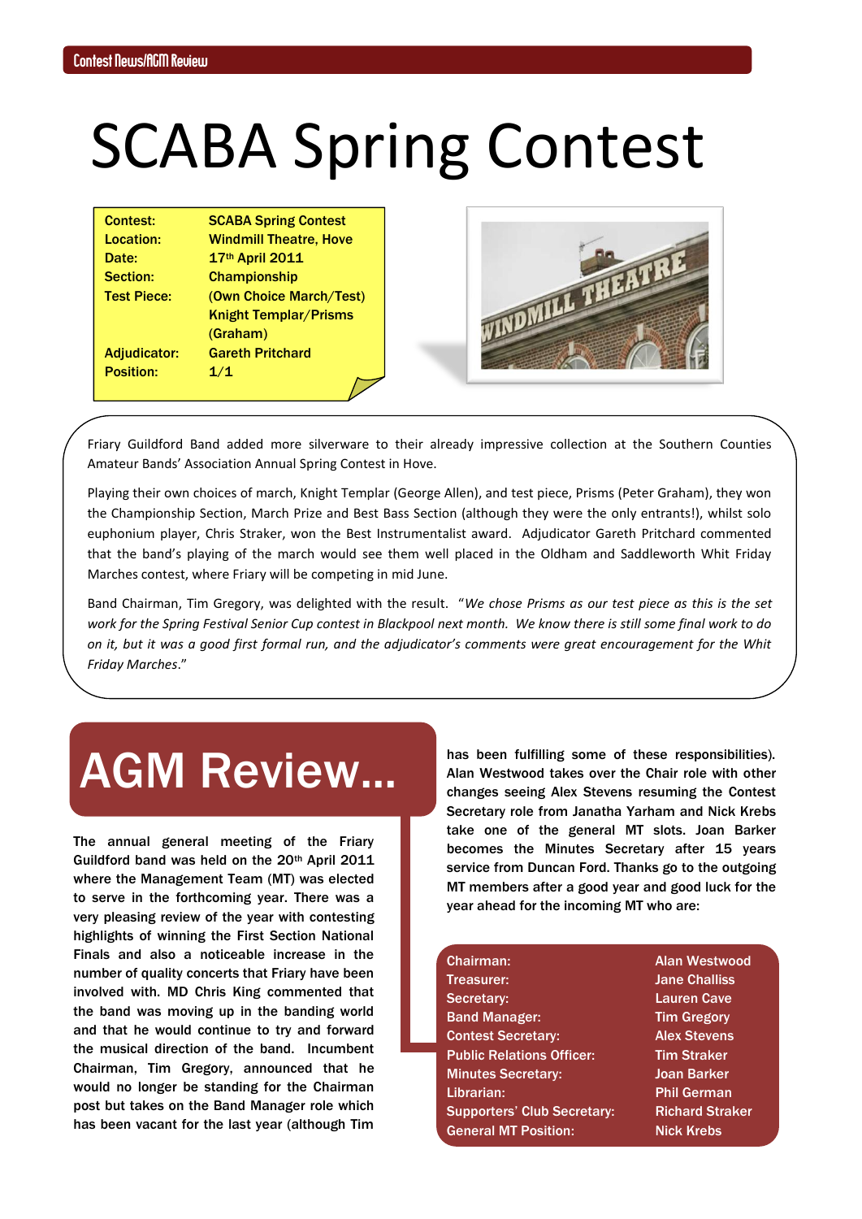# SCABA Spring Contest

| | |
|---|---|
| **Contest:** | **SCABA Spring Contest** |
| **Location:** | **Windmill Theatre, Hove** |
| **Date:** | **17th April 2011** |
| **Section:** | **Championship** |
| **Test Piece:** | **(Own Choice March/Test) Knight Templar/Prisms (Graham)** |
| **Adjudicator:** | **Gareth Pritchard** |
| **Position:** | **1/1** |

Friary Guildford Band added more silverware to their already impressive collection at the Southern Counties Amateur Bands' Association Annual Spring Contest in Hove.

Playing their own choices of march, Knight Templar (George Allen), and test piece, Prisms (Peter Graham), they won the Championship Section, March Prize and Best Bass Section (although they were the only entrants!), whilst solo euphonium player, Chris Straker, won the Best Instrumentalist award. Adjudicator Gareth Pritchard commented that the band's playing of the march would see them well placed in the Oldham and Saddleworth Whit Friday Marches contest, where Friary will be competing in mid June.

Band Chairman, Tim Gregory, was delighted with the result. "*We chose Prisms as our test piece as this is the set work for the Spring Festival Senior Cup contest in Blackpool next month. We know there is still some final work to do on it, but it was a good first formal run, and the adjudicator's comments were great encouragement for the Whit Friday Marches*."

# AGM Review...

**The annual general meeting of the Friary Guildford band was held on the 20th April 2011 where the Management Team (MT) was elected to serve in the forthcoming year. There was a very pleasing review of the year with contesting highlights of winning the First Section National Finals and also a noticeable increase in the number of quality concerts that Friary have been involved with. MD Chris King commented that the band was moving up in the banding world and that he would continue to try and forward the musical direction of the band. Incumbent Chairman, Tim Gregory, announced that he would no longer be standing for the Chairman post but takes on the Band Manager role which has been vacant for the last year (although Tim has been fulfilling some of these responsibilities). Alan Westwood takes over the Chair role with other changes seeing Alex Stevens resuming the Contest Secretary role from Janatha Yarham and Nick Krebs take one of the general MT slots. Joan Barker becomes the Minutes Secretary after 15 years service from Duncan Ford. Thanks go to the outgoing MT members after a good year and good luck for the year ahead for the incoming MT who are:**

| | |
|---|---|
| Chairman: | Alan Westwood |
| Treasurer: | Jane Challiss |
| Secretary: | Lauren Cave |
| Band Manager: | Tim Gregory |
| Contest Secretary: | Alex Stevens |
| Public Relations Officer: | Tim Straker |
| Minutes Secretary: | Joan Barker |
| Librarian: | Phil German |
| Supporters' Club Secretary: | Richard Straker |
| General MT Position: | Nick Krebs |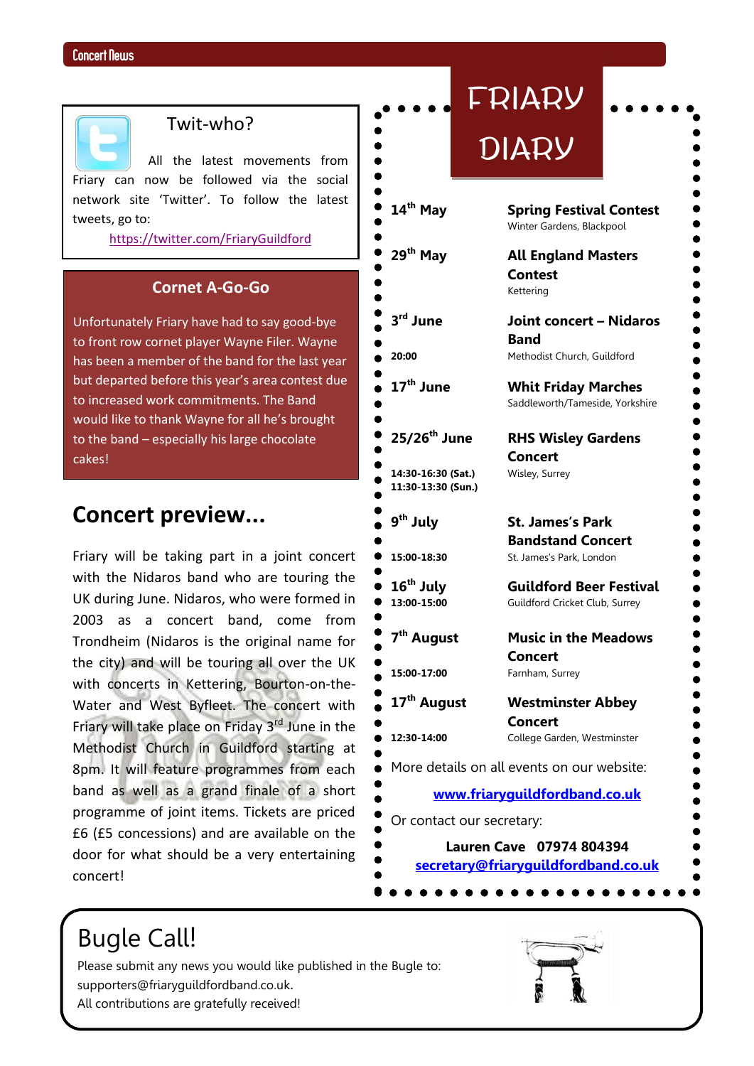## Twit-who?

All the latest movements from Friary can now be followed via the social network site 'Twitter'. To follow the latest tweets, go to:

https://twitter.com/FriaryGuildford

## Cornet A-Go-Go

Unfortunately Friary have had to say good-bye to front row cornet player Wayne Filer. Wayne has been a member of the band for the last year but departed before this year's area contest due to increased work commitments. The Band would like to thank Wayne for all he's brought to the band – especially his large chocolate cakes!

## Concert preview...

Friary will be taking part in a joint concert with the Nidaros band who are touring the UK during June. Nidaros, who were formed in 2003 as a concert band, come from Trondheim (Nidaros is the original name for the city) and will be touring all over the UK with concerts in Kettering, Bourton-on-the-Water and West Byfleet. The concert with Friary will take place on Friday 3rd June in the Methodist Church in Guildford starting at 8pm. It will feature programmes from each band as well as a grand finale of a short programme of joint items. Tickets are priced £6 (£5 concessions) and are available on the door for what should be a very entertaining concert!

## FRIARY DIARY

| | |
|---|---|
| **14th May** | **Spring Festival Contest**<br>Winter Gardens, Blackpool |
| **29th May** | **All England Masters Contest**<br>Kettering |
| **3rd June**<br>**20:00** | **Joint concert – Nidaros Band**<br>Methodist Church, Guildford |
| **17th June** | **Whit Friday Marches**<br>Saddleworth/Tameside, Yorkshire |
| **25/26th June**<br>**14:30-16:30 (Sat.)**<br>**11:30-13:30 (Sun.)** | **RHS Wisley Gardens Concert**<br>Wisley, Surrey |
| **9th July**<br>**15:00-18:30** | **St. James's Park Bandstand Concert**<br>St. James's Park, London |
| **16th July**<br>**13:00-15:00** | **Guildford Beer Festival**<br>Guildford Cricket Club, Surrey |
| **7th August**<br>**15:00-17:00** | **Music in the Meadows Concert**<br>Farnham, Surrey |
| **17th August**<br>**12:30-14:00** | **Westminster Abbey Concert**<br>College Garden, Westminster |

More details on all events on our website:

**www.friaryguildfordband.co.uk**

Or contact our secretary:

**Lauren Cave 07974 804394**

**secretary@friaryguildfordband.co.uk**

## Bugle Call!

Please submit any news you would like published in the Bugle to: supporters@friaryguildfordband.co.uk.
All contributions are gratefully received!